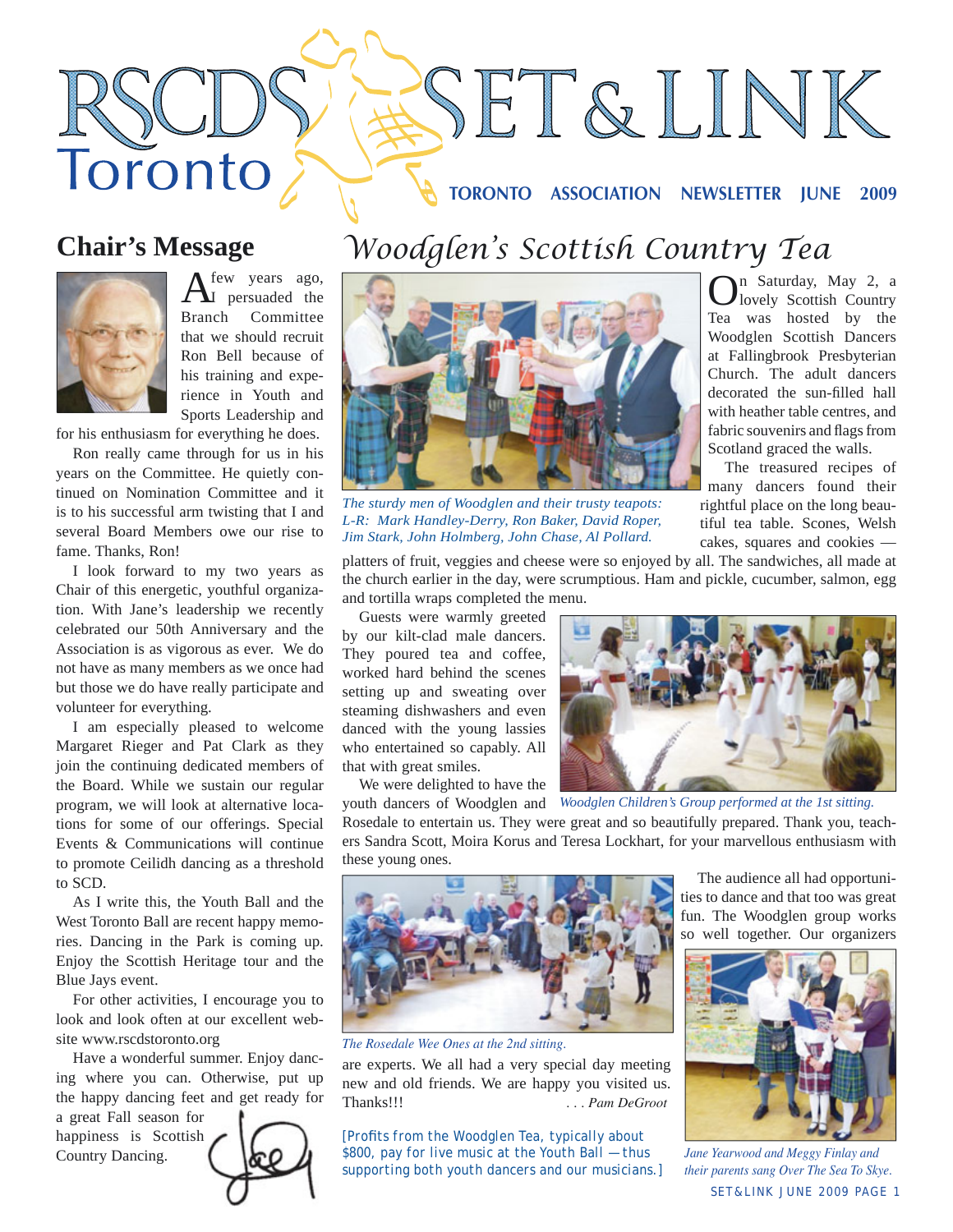# RSCDS Toronto SET & LINK

**TORONTO ASSOCIATION NEWSLETTER JUNE 2009**

## Chair's Message

A few years ago, I persuaded the Branch Committee that we should recruit Ron Bell because of his training and experience in Youth and Sports Leadership and for his enthusiasm for everything he does.

Ron really came through for us in his years on the Committee. He quietly continued on Nomination Committee and it is to his successful arm twisting that I and several Board Members owe our rise to fame. Thanks, Ron!

I look forward to my two years as Chair of this energetic, youthful organization. With Jane's leadership we recently celebrated our 50th Anniversary and the Association is as vigorous as ever. We do not have as many members as we once had but those we do have really participate and volunteer for everything.

I am especially pleased to welcome Margaret Rieger and Pat Clark as they join the continuing dedicated members of the Board. While we sustain our regular program, we will look at alternative locations for some of our offerings. Special Events & Communications will continue to promote Ceilidh dancing as a threshold to SCD.

As I write this, the Youth Ball and the West Toronto Ball are recent happy memories. Dancing in the Park is coming up. Enjoy the Scottish Heritage tour and the Blue Jays event.

For other activities, I encourage you to look and look often at our excellent website www.rscdstoronto.org

Have a wonderful summer. Enjoy dancing where you can. Otherwise, put up the happy dancing feet and get ready for a great Fall season for happiness is Scottish Country Dancing.

## Woodglen's Scottish Country Tea

*The sturdy men of Woodglen and their trusty teapots: L-R: Mark Handley-Derry, Ron Baker, David Roper, Jim Stark, John Holmberg, John Chase, Al Pollard.*

On Saturday, May 2, a lovely Scottish Country Tea was hosted by the Woodglen Scottish Dancers at Fallingbrook Presbyterian Church. The adult dancers decorated the sun-filled hall with heather table centres, and fabric souvenirs and flags from Scotland graced the walls.

The treasured recipes of many dancers found their rightful place on the long beautiful tea table. Scones, Welsh cakes, squares and cookies — platters of fruit, veggies and cheese were so enjoyed by all. The sandwiches, all made at the church earlier in the day, were scrumptious. Ham and pickle, cucumber, salmon, egg and tortilla wraps completed the menu.

Guests were warmly greeted by our kilt-clad male dancers. They poured tea and coffee, worked hard behind the scenes setting up and sweating over steaming dishwashers and even danced with the young lassies who entertained so capably. All that with great smiles.

*Woodglen Children's Group performed at the 1st sitting.*

We were delighted to have the youth dancers of Woodglen and Rosedale to entertain us. They were great and so beautifully prepared. Thank you, teachers Sandra Scott, Moira Korus and Teresa Lockhart, for your marvellous enthusiasm with these young ones.

*The Rosedale Wee Ones at the 2nd sitting.*

The audience all had opportunities to dance and that too was great fun. The Woodglen group works so well together. Our organizers are experts. We all had a very special day meeting new and old friends. We are happy you visited us. Thanks!!!

*. . . Pam DeGroot*

*Jane Yearwood and Meggy Finlay and their parents sang Over The Sea To Skye.*

[Profits from the Woodglen Tea, typically about $800, pay for live music at the Youth Ball — thus supporting both youth dancers and our musicians.]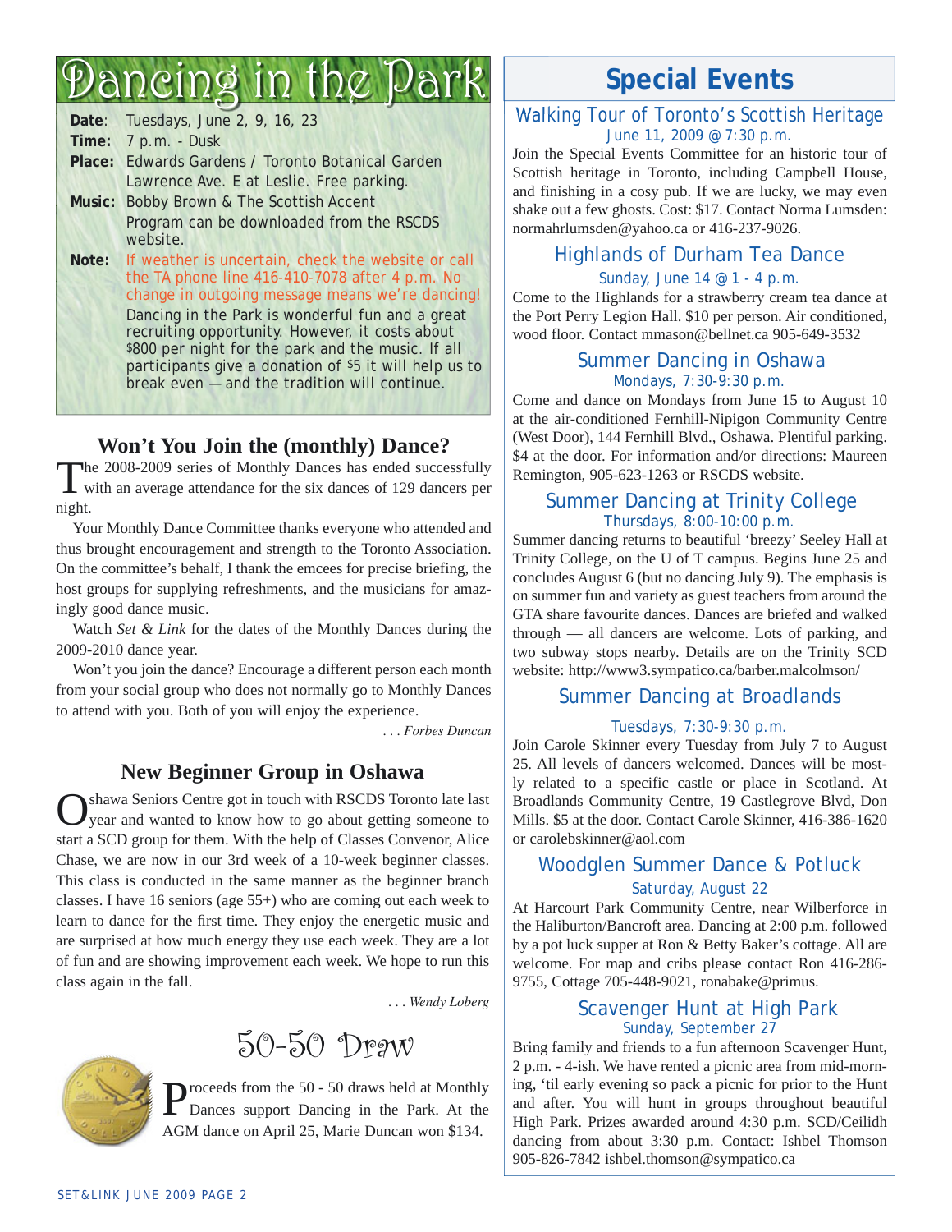# Dancing in the Park

**Date**: Tuesdays, June 2, 9, 16, 23

**Time:** 7 p.m. - Dusk

**Place:** Edwards Gardens / Toronto Botanical Garden Lawrence Ave. E at Leslie. Free parking.

**Music:** Bobby Brown & The Scottish Accent
Program can be downloaded from the RSCDS website.

**Note:** If weather is uncertain, check the website or call the TA phone line 416-410-7078 after 4 p.m. No change in outgoing message means we're dancing!

Dancing in the Park is wonderful fun and a great recruiting opportunity. However, it costs about $800 per night for the park and the music. If all participants give a donation of $5 it will help us to break even — and the tradition will continue.

## Won't You Join the (monthly) Dance?

The 2008-2009 series of Monthly Dances has ended successfully with an average attendance for the six dances of 129 dancers per night.

Your Monthly Dance Committee thanks everyone who attended and thus brought encouragement and strength to the Toronto Association. On the committee's behalf, I thank the emcees for precise briefing, the host groups for supplying refreshments, and the musicians for amazingly good dance music.

Watch *Set & Link* for the dates of the Monthly Dances during the 2009-2010 dance year.

Won't you join the dance? Encourage a different person each month from your social group who does not normally go to Monthly Dances to attend with you. Both of you will enjoy the experience.

*. . . Forbes Duncan*

## New Beginner Group in Oshawa

Oshawa Seniors Centre got in touch with RSCDS Toronto late last year and wanted to know how to go about getting someone to start a SCD group for them. With the help of Classes Convenor, Alice Chase, we are now in our 3rd week of a 10-week beginner classes. This class is conducted in the same manner as the beginner branch classes. I have 16 seniors (age 55+) who are coming out each week to learn to dance for the first time. They enjoy the energetic music and are surprised at how much energy they use each week. They are a lot of fun and are showing improvement each week. We hope to run this class again in the fall.

*. . . Wendy Loberg*

## 50-50 Draw

Proceeds from the 50 - 50 draws held at Monthly Dances support Dancing in the Park. At the AGM dance on April 25, Marie Duncan won $134.

# Special Events

### Walking Tour of Toronto's Scottish Heritage
June 11, 2009 @ 7:30 p.m.

Join the Special Events Committee for an historic tour of Scottish heritage in Toronto, including Campbell House, and finishing in a cosy pub. If we are lucky, we may even shake out a few ghosts. Cost: $17. Contact Norma Lumsden: normahrlumsden@yahoo.ca or 416-237-9026.

### Highlands of Durham Tea Dance
Sunday, June 14 @ 1 - 4 p.m.

Come to the Highlands for a strawberry cream tea dance at the Port Perry Legion Hall. $10 per person. Air conditioned, wood floor. Contact mmason@bellnet.ca 905-649-3532

### Summer Dancing in Oshawa
Mondays, 7:30-9:30 p.m.

Come and dance on Mondays from June 15 to August 10 at the air-conditioned Fernhill-Nipigon Community Centre (West Door), 144 Fernhill Blvd., Oshawa. Plentiful parking. $4 at the door. For information and/or directions: Maureen Remington, 905-623-1263 or RSCDS website.

### Summer Dancing at Trinity College
Thursdays, 8:00-10:00 p.m.

Summer dancing returns to beautiful 'breezy' Seeley Hall at Trinity College, on the U of T campus. Begins June 25 and concludes August 6 (but no dancing July 9). The emphasis is on summer fun and variety as guest teachers from around the GTA share favourite dances. Dances are briefed and walked through — all dancers are welcome. Lots of parking, and two subway stops nearby. Details are on the Trinity SCD website: http://www3.sympatico.ca/barber.malcolmson/

### Summer Dancing at Broadlands
Tuesdays, 7:30-9:30 p.m.

Join Carole Skinner every Tuesday from July 7 to August 25. All levels of dancers welcomed. Dances will be mostly related to a specific castle or place in Scotland. At Broadlands Community Centre, 19 Castlegrove Blvd, Don Mills. $5 at the door. Contact Carole Skinner, 416-386-1620 or carolebskinner@aol.com

### Woodglen Summer Dance & Potluck
Saturday, August 22

At Harcourt Park Community Centre, near Wilberforce in the Haliburton/Bancroft area. Dancing at 2:00 p.m. followed by a pot luck supper at Ron & Betty Baker's cottage. All are welcome. For map and cribs please contact Ron 416-286-9755, Cottage 705-448-9021, ronabake@primus.

### Scavenger Hunt at High Park
Sunday, September 27

Bring family and friends to a fun afternoon Scavenger Hunt, 2 p.m. - 4-ish. We have rented a picnic area from mid-morning, 'til early evening so pack a picnic for prior to the Hunt and after. You will hunt in groups throughout beautiful High Park. Prizes awarded around 4:30 p.m. SCD/Ceilidh dancing from about 3:30 p.m. Contact: Ishbel Thomson 905-826-7842 ishbel.thomson@sympatico.ca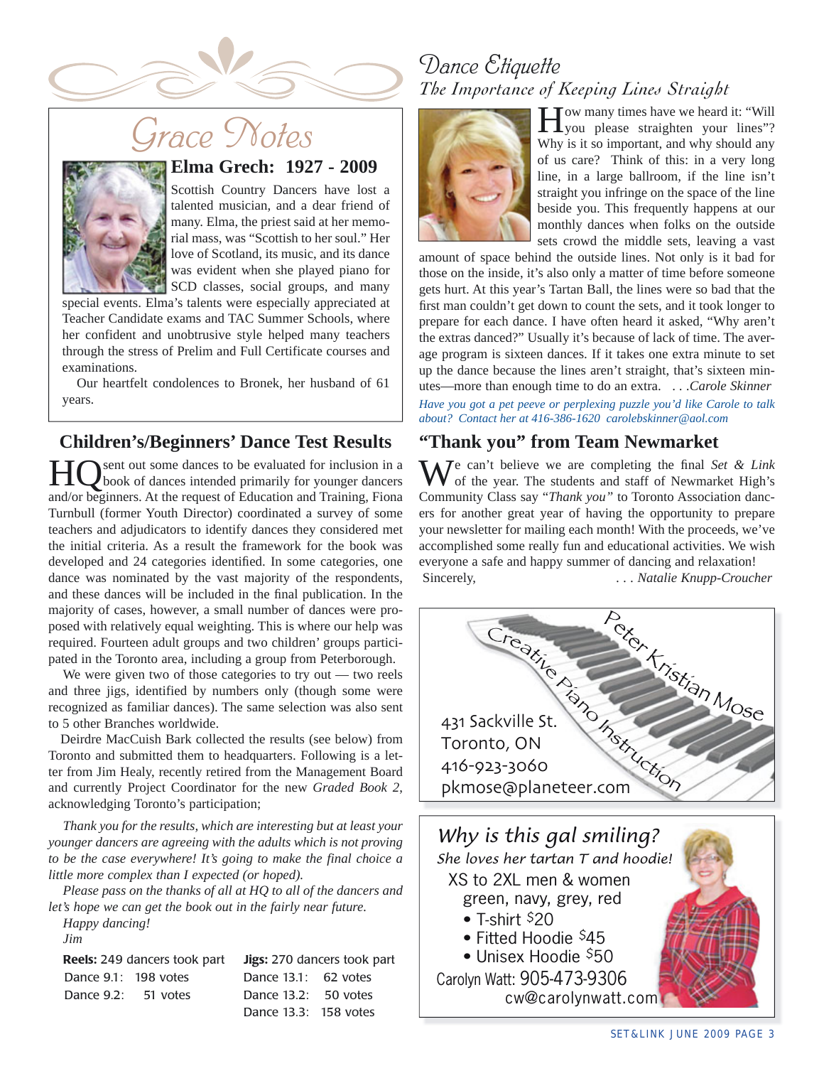# Grace Notes

## Elma Grech: 1927 - 2009

Scottish Country Dancers have lost a talented musician, and a dear friend of many. Elma, the priest said at her memorial mass, was "Scottish to her soul." Her love of Scotland, its music, and its dance was evident when she played piano for SCD classes, social groups, and many special events. Elma's talents were especially appreciated at Teacher Candidate exams and TAC Summer Schools, where her confident and unobtrusive style helped many teachers through the stress of Prelim and Full Certificate courses and examinations.

Our heartfelt condolences to Bronek, her husband of 61 years.

## Children's/Beginners' Dance Test Results

HQ sent out some dances to be evaluated for inclusion in a book of dances intended primarily for younger dancers and/or beginners. At the request of Education and Training, Fiona Turnbull (former Youth Director) coordinated a survey of some teachers and adjudicators to identify dances they considered met the initial criteria. As a result the framework for the book was developed and 24 categories identified. In some categories, one dance was nominated by the vast majority of the respondents, and these dances will be included in the final publication. In the majority of cases, however, a small number of dances were proposed with relatively equal weighting. This is where our help was required. Fourteen adult groups and two children' groups participated in the Toronto area, including a group from Peterborough.

We were given two of those categories to try out — two reels and three jigs, identified by numbers only (though some were recognized as familiar dances). The same selection was also sent to 5 other Branches worldwide.

Deirdre MacCuish Bark collected the results (see below) from Toronto and submitted them to headquarters. Following is a letter from Jim Healy, recently retired from the Management Board and currently Project Coordinator for the new *Graded Book 2*, acknowledging Toronto's participation;

*Thank you for the results, which are interesting but at least your younger dancers are agreeing with the adults which is not proving to be the case everywhere! It's going to make the final choice a little more complex than I expected (or hoped).*

*Please pass on the thanks of all at HQ to all of the dancers and let's hope we can get the book out in the fairly near future.*

*Happy dancing!*

*Jim*

**Reels:** 249 dancers took part
Dance 9.1: 198 votes
Dance 9.2: 51 votes

**Jigs:** 270 dancers took part
Dance 13.1: 62 votes
Dance 13.2: 50 votes
Dance 13.3: 158 votes

## Dance Etiquette

### *The Importance of Keeping Lines Straight*

How many times have we heard it: "Will you please straighten your lines"? Why is it so important, and why should any of us care? Think of this: in a very long line, in a large ballroom, if the line isn't straight you infringe on the space of the line beside you. This frequently happens at our monthly dances when folks on the outside sets crowd the middle sets, leaving a vast amount of space behind the outside lines. Not only is it bad for those on the inside, it's also only a matter of time before someone gets hurt. At this year's Tartan Ball, the lines were so bad that the first man couldn't get down to count the sets, and it took longer to prepare for each dance. I have often heard it asked, "Why aren't the extras danced?" Usually it's because of lack of time. The average program is sixteen dances. If it takes one extra minute to set up the dance because the lines aren't straight, that's sixteen minutes—more than enough time to do an extra. . . .*Carole Skinner*

*Have you got a pet peeve or perplexing puzzle you'd like Carole to talk about? Contact her at 416-386-1620 carolebskinner@aol.com*

## "Thank you" from Team Newmarket

We can't believe we are completing the final *Set & Link* of the year. The students and staff of Newmarket High's Community Class say "*Thank you"* to Toronto Association dancers for another great year of having the opportunity to prepare your newsletter for mailing each month! With the proceeds, we've accomplished some really fun and educational activities. We wish everyone a safe and happy summer of dancing and relaxation!

Sincerely, . . . *Natalie Knupp-Croucher*

---

Peter Kristian Mose
Creative Piano Instruction
431 Sackville St.
Toronto, ON
416-923-3060
pkmose@planeteer.com

---

*Why is this gal smiling?*
*She loves her tartan T and hoodie!*

XS to 2XL men & women
green, navy, grey, red

- T-shirt $20
- Fitted Hoodie $45
- Unisex Hoodie $50

Carolyn Watt: 905-473-9306
cw@carolynwatt.com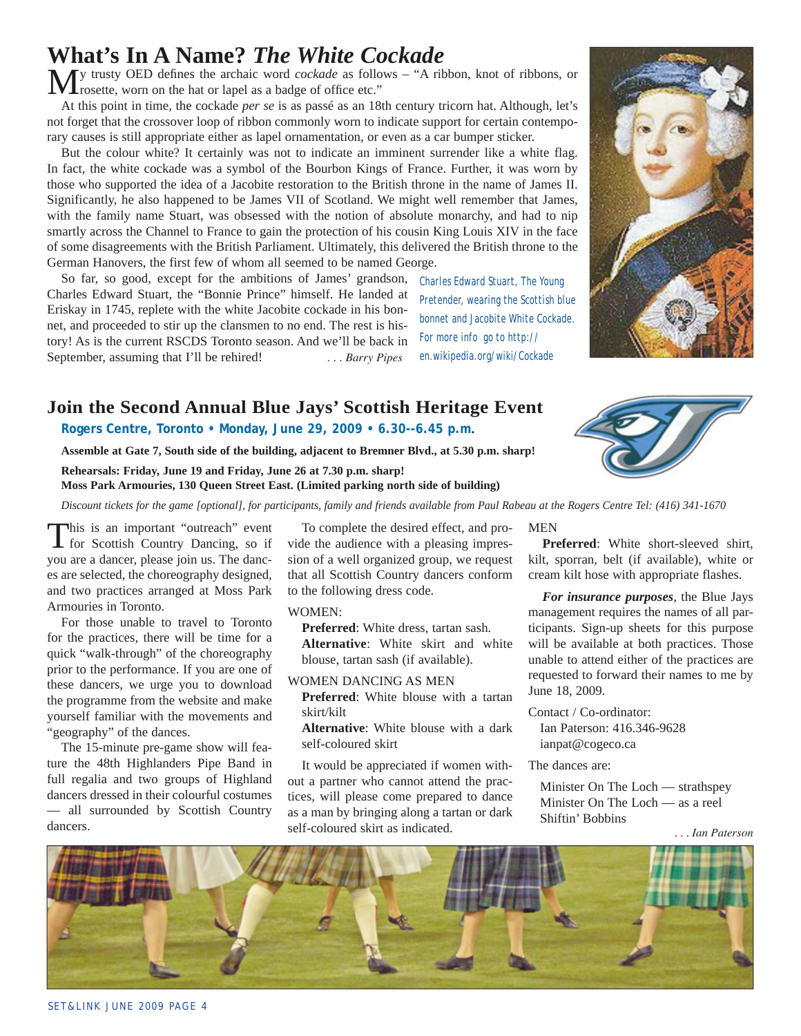# What's In A Name? *The White Cockade*

My trusty OED defines the archaic word *cockade* as follows – "A ribbon, knot of ribbons, or rosette, worn on the hat or lapel as a badge of office etc."

At this point in time, the cockade *per se* is as passé as an 18th century tricorn hat. Although, let's not forget that the crossover loop of ribbon commonly worn to indicate support for certain contemporary causes is still appropriate either as lapel ornamentation, or even as a car bumper sticker.

But the colour white? It certainly was not to indicate an imminent surrender like a white flag. In fact, the white cockade was a symbol of the Bourbon Kings of France. Further, it was worn by those who supported the idea of a Jacobite restoration to the British throne in the name of James II. Significantly, he also happened to be James VII of Scotland. We might well remember that James, with the family name Stuart, was obsessed with the notion of absolute monarchy, and had to nip smartly across the Channel to France to gain the protection of his cousin King Louis XIV in the face of some disagreements with the British Parliament. Ultimately, this delivered the British throne to the German Hanovers, the first few of whom all seemed to be named George.

So far, so good, except for the ambitions of James' grandson, Charles Edward Stuart, the "Bonnie Prince" himself. He landed at Eriskay in 1745, replete with the white Jacobite cockade in his bonnet, and proceeded to stir up the clansmen to no end. The rest is history! As is the current RSCDS Toronto season. And we'll be back in September, assuming that I'll be rehired!

*. . . Barry Pipes*

Charles Edward Stuart, The Young Pretender, wearing the Scottish blue bonnet and Jacobite White Cockade. For more info go to http://en.wikipedia.org/wiki/Cockade

## Join the Second Annual Blue Jays' Scottish Heritage Event

**Rogers Centre, Toronto • Monday, June 29, 2009 • 6.30--6.45 p.m.**

**Assemble at Gate 7, South side of the building, adjacent to Bremner Blvd., at 5.30 p.m. sharp!**

**Rehearsals: Friday, June 19 and Friday, June 26 at 7.30 p.m. sharp!**
**Moss Park Armouries, 130 Queen Street East. (Limited parking north side of building)**

*Discount tickets for the game [optional], for participants, family and friends available from Paul Rabeau at the Rogers Centre Tel: (416) 341-1670*

This is an important "outreach" event for Scottish Country Dancing, so if you are a dancer, please join us. The dances are selected, the choreography designed, and two practices arranged at Moss Park Armouries in Toronto.

For those unable to travel to Toronto for the practices, there will be time for a quick "walk-through" of the choreography prior to the performance. If you are one of these dancers, we urge you to download the programme from the website and make yourself familiar with the movements and "geography" of the dances.

The 15-minute pre-game show will feature the 48th Highlanders Pipe Band in full regalia and two groups of Highland dancers dressed in their colourful costumes — all surrounded by Scottish Country dancers.

To complete the desired effect, and provide the audience with a pleasing impression of a well organized group, we request that all Scottish Country dancers conform to the following dress code.

WOMEN:

**Preferred**: White dress, tartan sash.
**Alternative**: White skirt and white blouse, tartan sash (if available).

WOMEN DANCING AS MEN

**Preferred**: White blouse with a tartan skirt/kilt
**Alternative**: White blouse with a dark self-coloured skirt

It would be appreciated if women without a partner who cannot attend the practices, will please come prepared to dance as a man by bringing along a tartan or dark self-coloured skirt as indicated.

MEN

**Preferred**: White short-sleeved shirt, kilt, sporran, belt (if available), white or cream kilt hose with appropriate flashes.

***For insurance purposes***, the Blue Jays management requires the names of all participants. Sign-up sheets for this purpose will be available at both practices. Those unable to attend either of the practices are requested to forward their names to me by June 18, 2009.

Contact / Co-ordinator:
Ian Paterson: 416.346-9628
ianpat@cogeco.ca

The dances are:

Minister On The Loch — strathspey
Minister On The Loch — as a reel
Shiftin' Bobbins

*. . . Ian Paterson*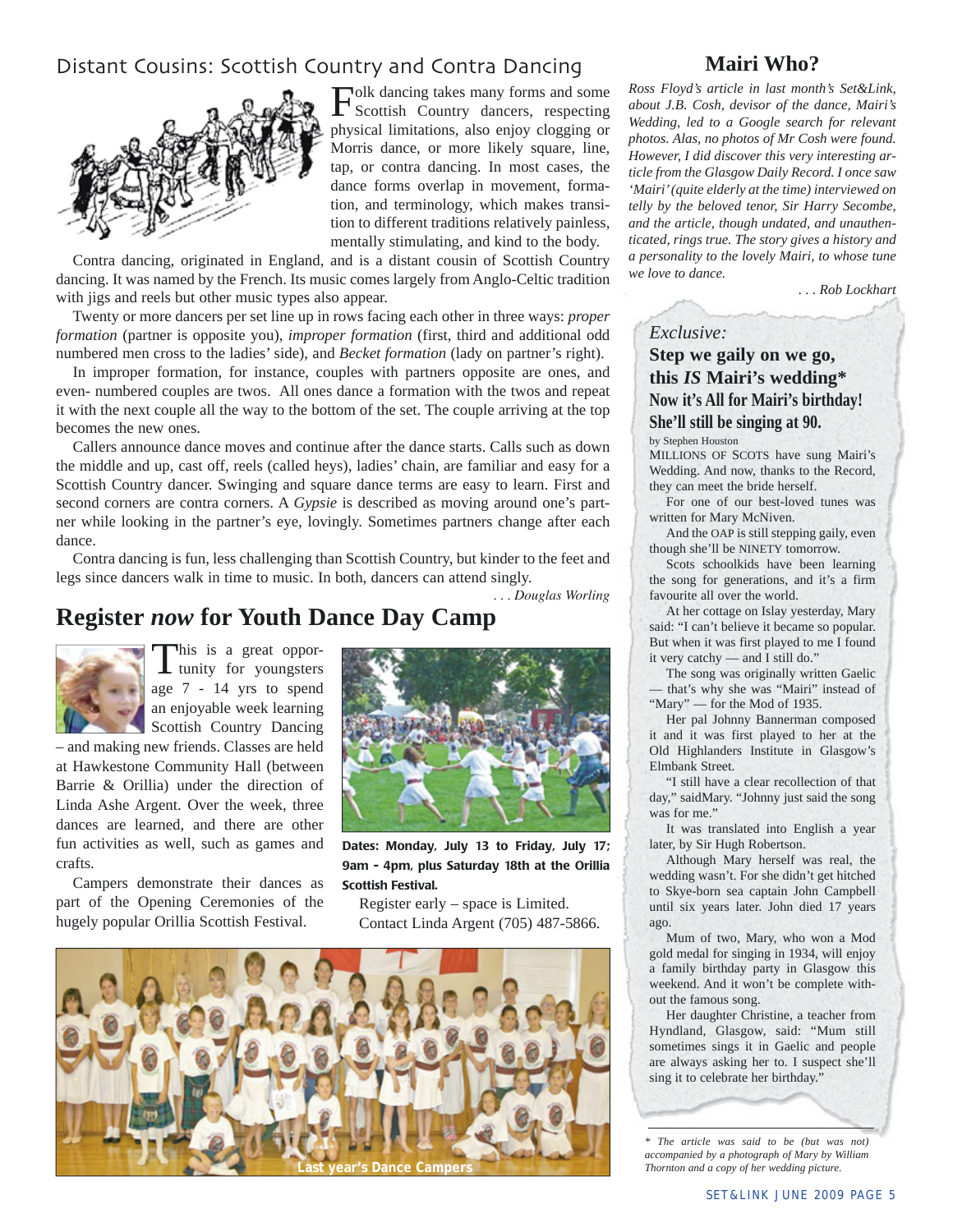## Distant Cousins: Scottish Country and Contra Dancing

Folk dancing takes many forms and some Scottish Country dancers, respecting physical limitations, also enjoy clogging or Morris dance, or more likely square, line, tap, or contra dancing. In most cases, the dance forms overlap in movement, formation, and terminology, which makes transition to different traditions relatively painless, mentally stimulating, and kind to the body.

Contra dancing, originated in England, and is a distant cousin of Scottish Country dancing. It was named by the French. Its music comes largely from Anglo-Celtic tradition with jigs and reels but other music types also appear.

Twenty or more dancers per set line up in rows facing each other in three ways: *proper formation* (partner is opposite you), *improper formation* (first, third and additional odd numbered men cross to the ladies' side), and *Becket formation* (lady on partner's right).

In improper formation, for instance, couples with partners opposite are ones, and even- numbered couples are twos. All ones dance a formation with the twos and repeat it with the next couple all the way to the bottom of the set. The couple arriving at the top becomes the new ones.

Callers announce dance moves and continue after the dance starts. Calls such as down the middle and up, cast off, reels (called heys), ladies' chain, are familiar and easy for a Scottish Country dancer. Swinging and square dance terms are easy to learn. First and second corners are contra corners. A *Gypsie* is described as moving around one's partner while looking in the partner's eye, lovingly. Sometimes partners change after each dance.

Contra dancing is fun, less challenging than Scottish Country, but kinder to the feet and legs since dancers walk in time to music. In both, dancers can attend singly.

*. . . Douglas Worling*

## Register *now* for Youth Dance Day Camp

This is a great opportunity for youngsters age 7 - 14 yrs to spend an enjoyable week learning Scottish Country Dancing – and making new friends. Classes are held at Hawkestone Community Hall (between Barrie & Orillia) under the direction of Linda Ashe Argent. Over the week, three dances are learned, and there are other fun activities as well, such as games and crafts.

Campers demonstrate their dances as part of the Opening Ceremonies of the hugely popular Orillia Scottish Festival.

**Dates: Monday, July 13 to Friday, July 17; 9am - 4pm, plus Saturday 18th at the Orillia Scottish Festival.**

Register early – space is Limited.
Contact Linda Argent (705) 487-5866.

Last year's Dance Campers

## Mairi Who?

*Ross Floyd's article in last month's Set&Link, about J.B. Cosh, devisor of the dance, Mairi's Wedding, led to a Google search for relevant photos. Alas, no photos of Mr Cosh were found. However, I did discover this very interesting article from the Glasgow Daily Record. I once saw 'Mairi' (quite elderly at the time) interviewed on telly by the beloved tenor, Sir Harry Secombe, and the article, though undated, and unauthenticated, rings true. The story gives a history and a personality to the lovely Mairi, to whose tune we love to dance.*

*. . . Rob Lockhart*

*Exclusive:*

### Step we gaily on we go, this *IS* Mairi's wedding*
### Now it's All for Mairi's birthday! She'll still be singing at 90.

by Stephen Houston

MILLIONS OF SCOTS have sung Mairi's Wedding. And now, thanks to the Record, they can meet the bride herself.

For one of our best-loved tunes was written for Mary McNiven.

And the OAP is still stepping gaily, even though she'll be NINETY tomorrow.

Scots schoolkids have been learning the song for generations, and it's a firm favourite all over the world.

At her cottage on Islay yesterday, Mary said: "I can't believe it became so popular. But when it was first played to me I found it very catchy — and I still do."

The song was originally written Gaelic — that's why she was "Mairi" instead of "Mary" — for the Mod of 1935.

Her pal Johnny Bannerman composed it and it was first played to her at the Old Highlanders Institute in Glasgow's Elmbank Street.

"I still have a clear recollection of that day," saidMary. "Johnny just said the song was for me."

It was translated into English a year later, by Sir Hugh Robertson.

Although Mary herself was real, the wedding wasn't. For she didn't get hitched to Skye-born sea captain John Campbell until six years later. John died 17 years ago.

Mum of two, Mary, who won a Mod gold medal for singing in 1934, will enjoy a family birthday party in Glasgow this weekend. And it won't be complete without the famous song.

Her daughter Christine, a teacher from Hyndland, Glasgow, said: "Mum still sometimes sings it in Gaelic and people are always asking her to. I suspect she'll sing it to celebrate her birthday."

*\* The article was said to be (but was not) accompanied by a photograph of Mary by William Thornton and a copy of her wedding picture.*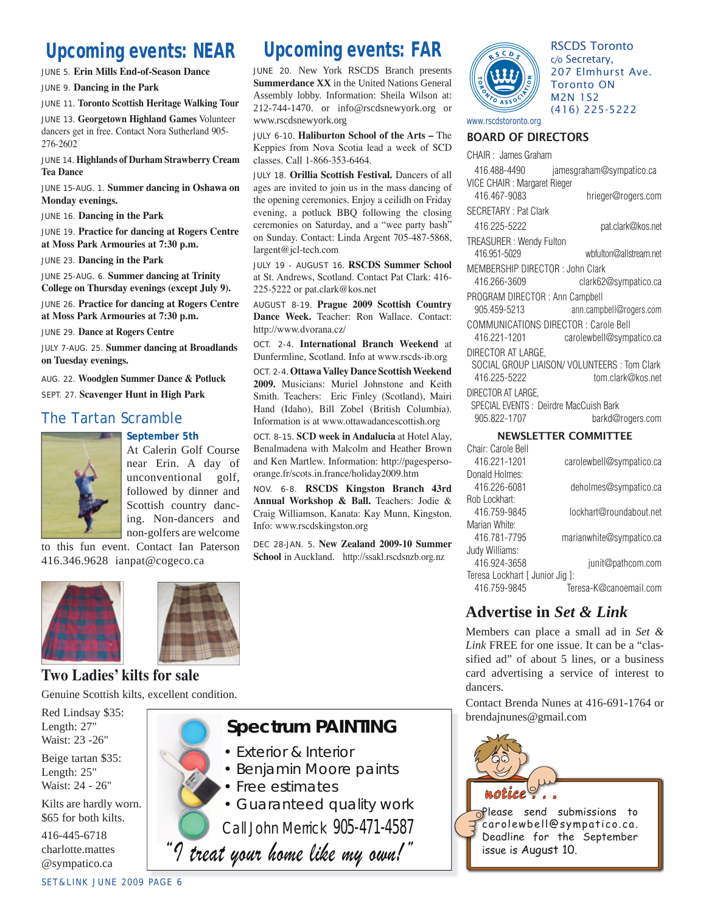## Upcoming events: NEAR

JUNE 5. **Erin Mills End-of-Season Dance**

JUNE 9. **Dancing in the Park**

JUNE 11. **Toronto Scottish Heritage Walking Tour**

JUNE 13. **Georgetown Highland Games** Volunteer dancers get in free. Contact Nora Sutherland 905-276-2602

JUNE 14. **Highlands of Durham Strawberry Cream Tea Dance**

JUNE 15-AUG. 1. **Summer dancing in Oshawa on Monday evenings.**

JUNE 16. **Dancing in the Park**

JUNE 19. **Practice for dancing at Rogers Centre at Moss Park Armouries at 7:30 p.m.**

JUNE 23. **Dancing in the Park**

JUNE 25-AUG. 6. **Summer dancing at Trinity College on Thursday evenings (except July 9).**

JUNE 26. **Practice for dancing at Rogers Centre at Moss Park Armouries at 7:30 p.m.**

JUNE 29. **Dance at Rogers Centre**

JULY 7-AUG. 25. **Summer dancing at Broadlands on Tuesday evenings.**

AUG. 22. **Woodglen Summer Dance & Potluck**

SEPT. 27. **Scavenger Hunt in High Park**

### The Tartan Scramble

**September 5th**

At Calerin Golf Course near Erin. A day of unconventional golf, followed by dinner and Scottish country dancing. Non-dancers and non-golfers are welcome to this fun event. Contact Ian Paterson 416.346.9628 ianpat@cogeco.ca

## Upcoming events: FAR

JUNE 20. New York RSCDS Branch presents **Summerdance XX** in the United Nations General Assembly lobby. Information: Sheila Wilson at: 212-744-1470. or info@rscdsnewyork.org or www.rscdsnewyork.org

JULY 6-10. **Haliburton School of the Arts –** The Keppies from Nova Scotia lead a week of SCD classes. Call 1-866-353-6464.

JULY 18. **Orillia Scottish Festival.** Dancers of all ages are invited to join us in the mass dancing of the opening ceremonies. Enjoy a ceilidh on Friday evening, a potluck BBQ following the closing ceremonies on Saturday, and a "wee party bash" on Sunday. Contact: Linda Argent 705-487-5868, largent@jcl-tech.com

JULY 19 - AUGUST 16. **RSCDS Summer School** at St. Andrews, Scotland. Contact Pat Clark: 416-225-5222 or pat.clark@kos.net

AUGUST 8-19. **Prague 2009 Scottish Country Dance Week.** Teacher: Ron Wallace. Contact: http://www.dvorana.cz/

OCT. 2-4. **International Branch Weekend** at Dunfermline, Scotland. Info at www.rscds-ib.org

OCT. 2-4. **Ottawa Valley Dance Scottish Weekend 2009.** Musicians: Muriel Johnstone and Keith Smith. Teachers: Eric Finley (Scotland), Mairi Hand (Idaho), Bill Zobel (British Columbia). Information is at www.ottawadancescottish.org

OCT. 8-15. **SCD week in Andalucia** at Hotel Alay, Benalmadena with Malcolm and Heather Brown and Ken Martlew. Information: http://pagesperso-orange.fr/scots.in.france/holiday2009.htm

NOV. 6-8. **RSCDS Kingston Branch 43rd Annual Workshop & Ball.** Teachers: Jodie & Craig Williamson, Kanata: Kay Munn, Kingston. Info: www.rscdskingston.org

DEC 28-JAN. 5. **New Zealand 2009-10 Summer School** in Auckland. http://ssakl.rscdsnzb.org.nz

RSCDS Toronto
c/o Secretary,
207 Elmhurst Ave.
Toronto ON
M2N 1S2
(416) 225-5222

www.rscdstoronto.org

### BOARD OF DIRECTORS

CHAIR : James Graham
416.488-4490 jamesgraham@sympatico.ca

VICE CHAIR : Margaret Rieger
416.467-9083 hrieger@rogers.com

SECRETARY : Pat Clark
416.225-5222 pat.clark@kos.net

TREASURER : Wendy Fulton
416.951-5029 wbfulton@allstream.net

MEMBERSHIP DIRECTOR : John Clark
416.266-3609 clark62@sympatico.ca

PROGRAM DIRECTOR : Ann Campbell
905.459-5213 ann.campbell@rogers.com

COMMUNICATIONS DIRECTOR : Carole Bell
416.221-1201 carolewbell@sympatico.ca

DIRECTOR AT LARGE,
SOCIAL GROUP LIAISON/ VOLUNTEERS : Tom Clark
416.225-5222 tom.clark@kos.net

DIRECTOR AT LARGE,
SPECIAL EVENTS : Deirdre MacCuish Bark
905.822-1707 barkd@rogers.com

### NEWSLETTER COMMITTEE

Chair: Carole Bell
416.221-1201 carolewbell@sympatico.ca

Donald Holmes:
416.226-6081 deholmes@sympatico.ca

Rob Lockhart:
416.759-9845 lockhart@roundabout.net

Marian White:
416.781-7795 marianwhite@sympatico.ca

Judy Williams:
416.924-3658 junit@pathcom.com

Teresa Lockhart [ Junior Jig ]:
416.759-9845 Teresa-K@canoemail.com

## Two Ladies' kilts for sale

Genuine Scottish kilts, excellent condition.

Red Lindsay $35:
Length: 27"
Waist: 23 -26"

Beige tartan $35:
Length: 25"
Waist: 24 - 26"

Kilts are hardly worn.
$65 for both kilts.

416-445-6718
charlotte.mattes
@sympatico.ca

**Spectrum PAINTING**

- Exterior & Interior
- Benjamin Moore paints
- Free estimates
- Guaranteed quality work

Call John Merrick 905-471-4587

*"I treat your home like my own!"*

## Advertise in *Set & Link*

Members can place a small ad in *Set & Link* FREE for one issue. It can be a "classified ad" of about 5 lines, or a business card advertising a service of interest to dancers.

Contact Brenda Nunes at 416-691-1764 or brendajnunes@gmail.com

*notice . . .*

Please send submissions to carolewbell@sympatico.ca. Deadline for the September issue is August 10.